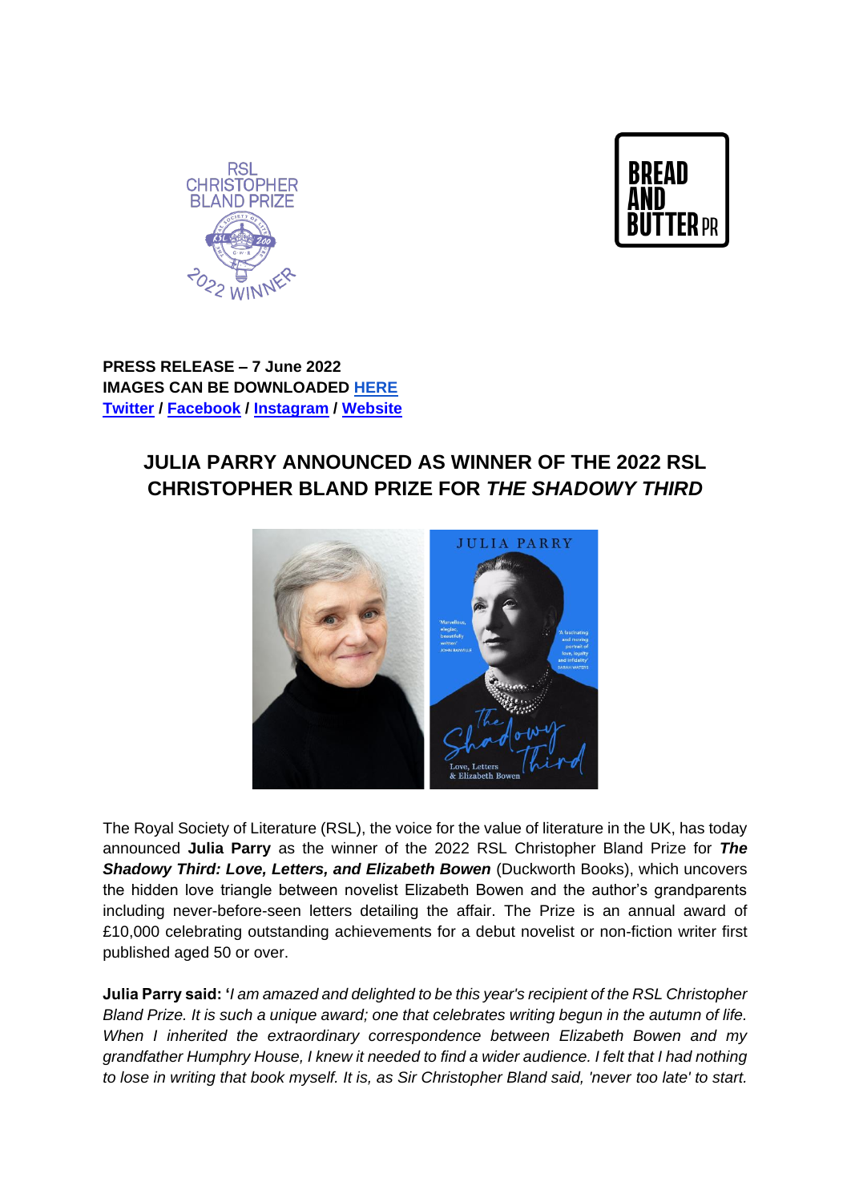**PRESS RELEASE – 7 June 2022**
**IMAGES CAN BE DOWNLOADED [HERE](#)**
**[Twitter](#) / [Facebook](#) / [Instagram](#) / [Website](#)**

# JULIA PARRY ANNOUNCED AS WINNER OF THE 2022 RSL CHRISTOPHER BLAND PRIZE FOR *THE SHADOWY THIRD*

The Royal Society of Literature (RSL), the voice for the value of literature in the UK, has today announced **Julia Parry** as the winner of the 2022 RSL Christopher Bland Prize for ***The Shadowy Third: Love, Letters, and Elizabeth Bowen*** (Duckworth Books), which uncovers the hidden love triangle between novelist Elizabeth Bowen and the author's grandparents including never-before-seen letters detailing the affair. The Prize is an annual award of £10,000 celebrating outstanding achievements for a debut novelist or non-fiction writer first published aged 50 or over.

**Julia Parry said: '***I am amazed and delighted to be this year's recipient of the RSL Christopher Bland Prize. It is such a unique award; one that celebrates writing begun in the autumn of life. When I inherited the extraordinary correspondence between Elizabeth Bowen and my grandfather Humphry House, I knew it needed to find a wider audience. I felt that I had nothing to lose in writing that book myself. It is, as Sir Christopher Bland said, 'never too late' to start.*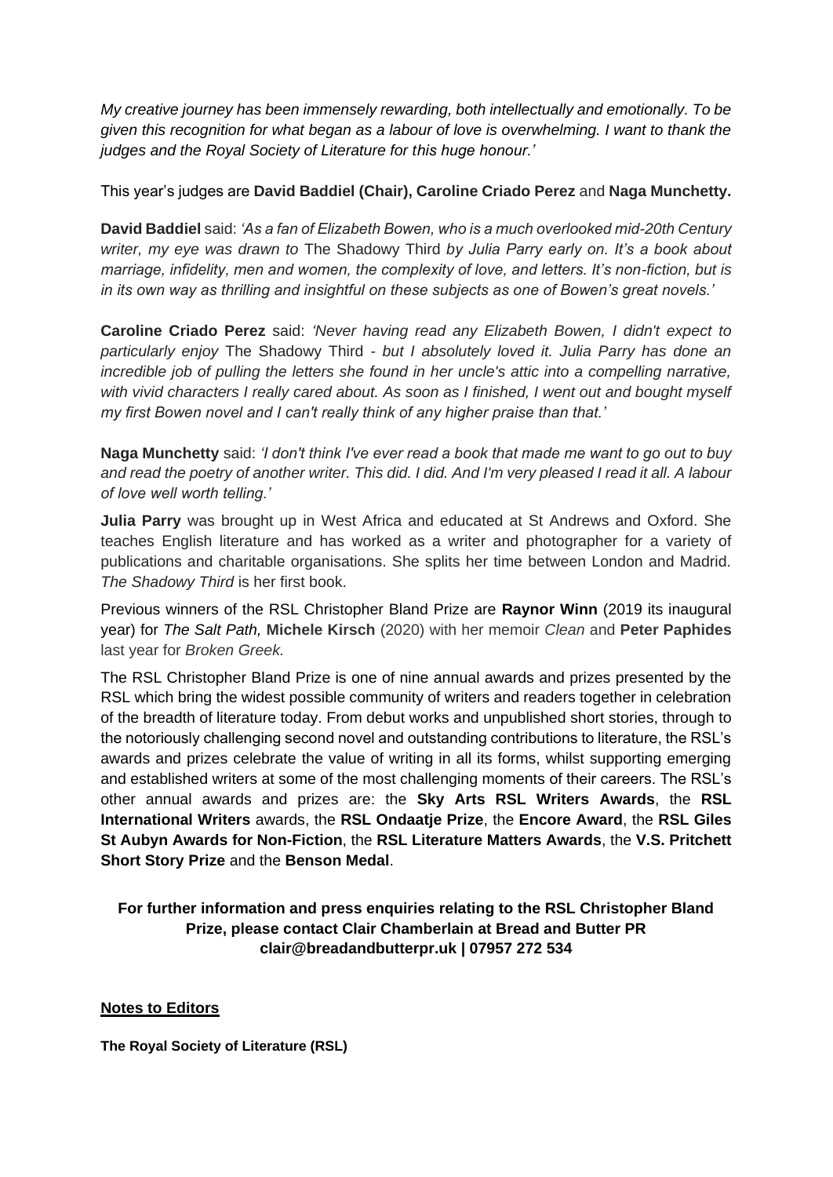*My creative journey has been immensely rewarding, both intellectually and emotionally. To be given this recognition for what began as a labour of love is overwhelming. I want to thank the judges and the Royal Society of Literature for this huge honour.'*

This year's judges are **David Baddiel (Chair), Caroline Criado Perez** and **Naga Munchetty.**

**David Baddiel** said: *'As a fan of Elizabeth Bowen, who is a much overlooked mid-20th Century writer, my eye was drawn to* The Shadowy Third *by Julia Parry early on. It's a book about marriage, infidelity, men and women, the complexity of love, and letters. It's non-fiction, but is in its own way as thrilling and insightful on these subjects as one of Bowen's great novels.'*

**Caroline Criado Perez** said: *'Never having read any Elizabeth Bowen, I didn't expect to particularly enjoy* The Shadowy Third *- but I absolutely loved it. Julia Parry has done an incredible job of pulling the letters she found in her uncle's attic into a compelling narrative, with vivid characters I really cared about. As soon as I finished, I went out and bought myself my first Bowen novel and I can't really think of any higher praise than that.'*

**Naga Munchetty** said: *'I don't think I've ever read a book that made me want to go out to buy and read the poetry of another writer. This did. I did. And I'm very pleased I read it all. A labour of love well worth telling.'*

**Julia Parry** was brought up in West Africa and educated at St Andrews and Oxford. She teaches English literature and has worked as a writer and photographer for a variety of publications and charitable organisations. She splits her time between London and Madrid. *The Shadowy Third* is her first book.

Previous winners of the RSL Christopher Bland Prize are **Raynor Winn** (2019 its inaugural year) for *The Salt Path,* **Michele Kirsch** (2020) with her memoir *Clean* and **Peter Paphides** last year for *Broken Greek.*

The RSL Christopher Bland Prize is one of nine annual awards and prizes presented by the RSL which bring the widest possible community of writers and readers together in celebration of the breadth of literature today. From debut works and unpublished short stories, through to the notoriously challenging second novel and outstanding contributions to literature, the RSL's awards and prizes celebrate the value of writing in all its forms, whilst supporting emerging and established writers at some of the most challenging moments of their careers. The RSL's other annual awards and prizes are: the **Sky Arts RSL Writers Awards**, the **RSL International Writers** awards, the **RSL Ondaatje Prize**, the **Encore Award**, the **RSL Giles St Aubyn Awards for Non-Fiction**, the **RSL Literature Matters Awards**, the **V.S. Pritchett Short Story Prize** and the **Benson Medal**.

**For further information and press enquiries relating to the RSL Christopher Bland Prize, please contact Clair Chamberlain at Bread and Butter PR clair@breadandbutterpr.uk | 07957 272 534**

## Notes to Editors

**The Royal Society of Literature (RSL)**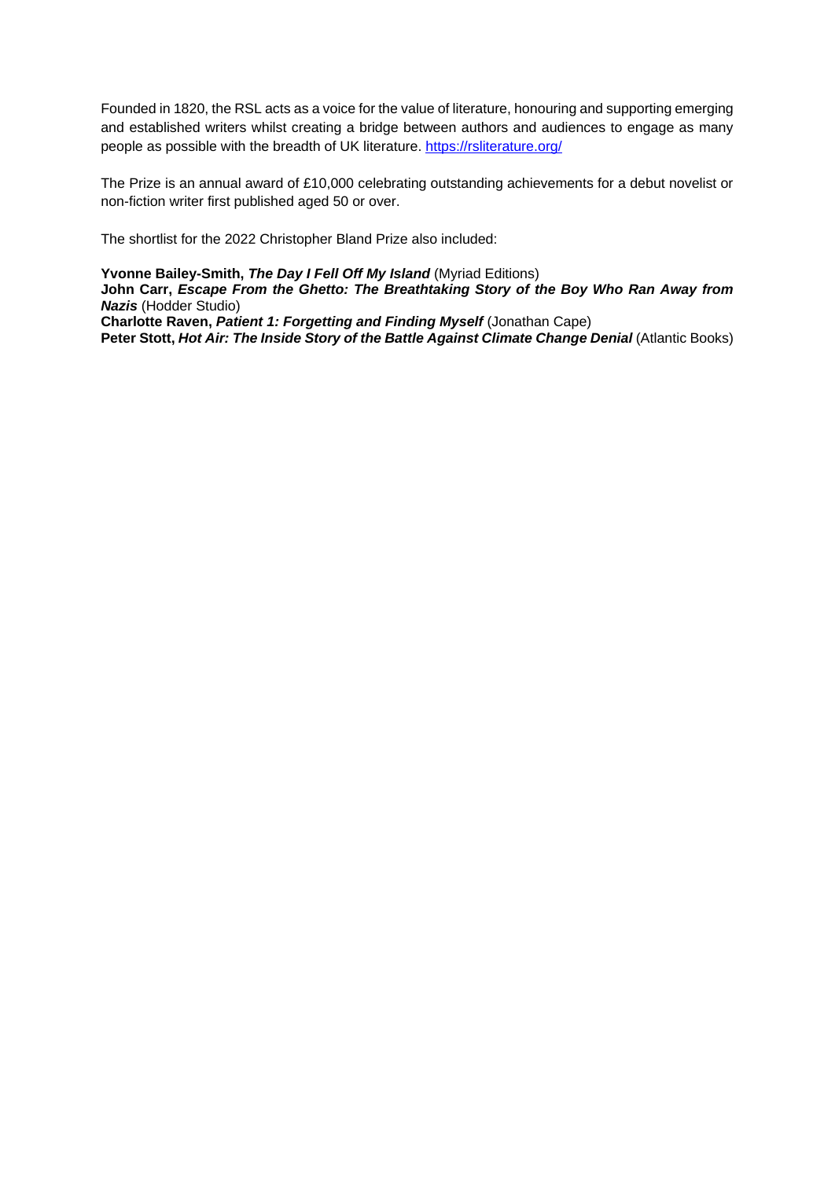Founded in 1820, the RSL acts as a voice for the value of literature, honouring and supporting emerging and established writers whilst creating a bridge between authors and audiences to engage as many people as possible with the breadth of UK literature. https://rsliterature.org/

The Prize is an annual award of £10,000 celebrating outstanding achievements for a debut novelist or non-fiction writer first published aged 50 or over.

The shortlist for the 2022 Christopher Bland Prize also included:

**Yvonne Bailey-Smith, *The Day I Fell Off My Island*** (Myriad Editions)
**John Carr, *Escape From the Ghetto: The Breathtaking Story of the Boy Who Ran Away from Nazis*** (Hodder Studio)
**Charlotte Raven, *Patient 1: Forgetting and Finding Myself*** (Jonathan Cape)
**Peter Stott, *Hot Air: The Inside Story of the Battle Against Climate Change Denial*** (Atlantic Books)